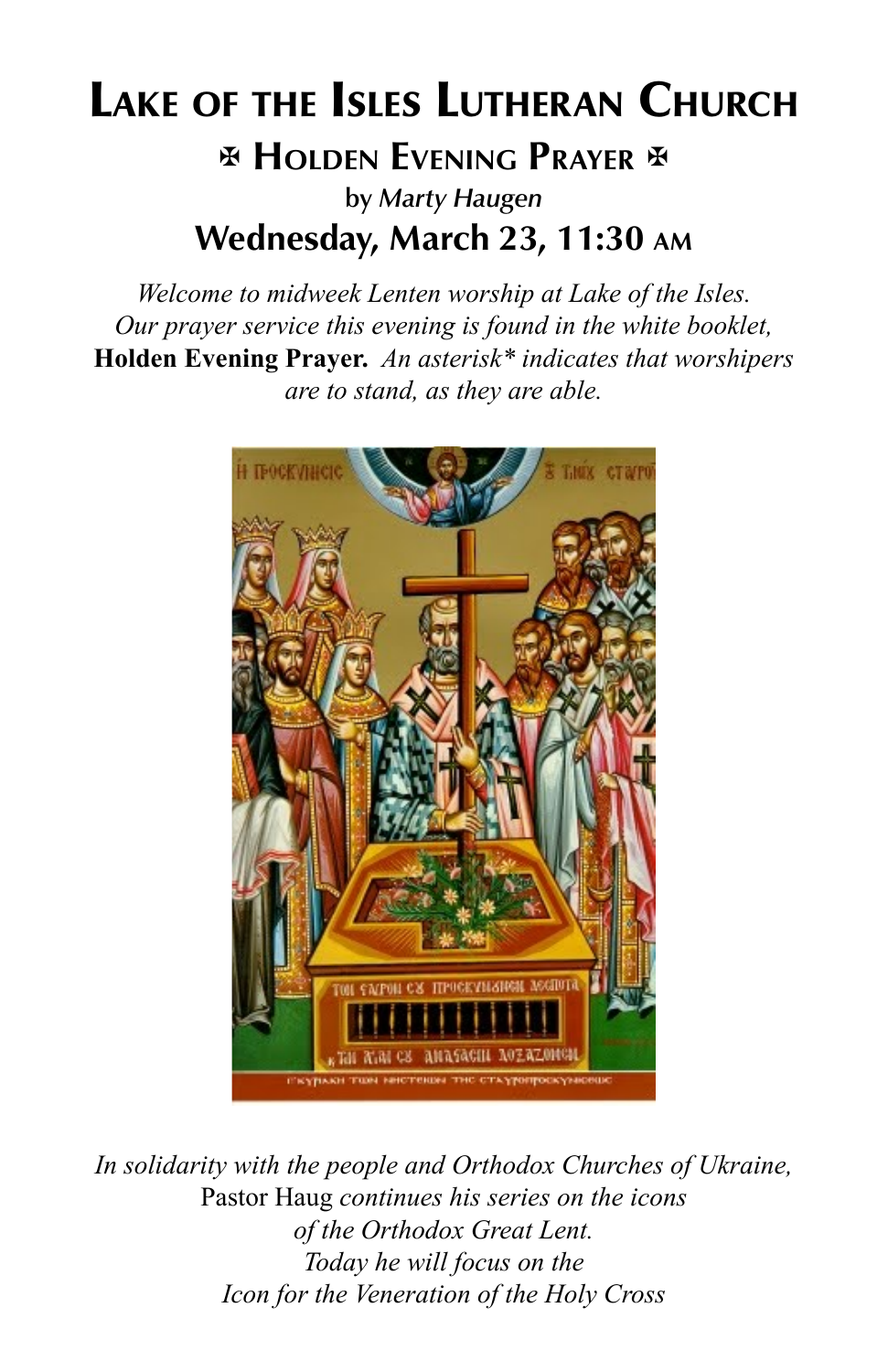# Lake of the Isles Lutheran Church

## ✠ Holden Evening Prayer ✠

by *Marty Haugen*

## Wednesday, March 23, 11:30 AM

*Welcome to midweek Lenten worship at Lake of the Isles. Our prayer service this evening is found in the white booklet,* **Holden Evening Prayer.** *An asterisk* indicates that worshipers are to stand, as they are able.*

*In solidarity with the people and Orthodox Churches of Ukraine,* Pastor Haug *continues his series on the icons of the Orthodox Great Lent. Today he will focus on the Icon for the Veneration of the Holy Cross*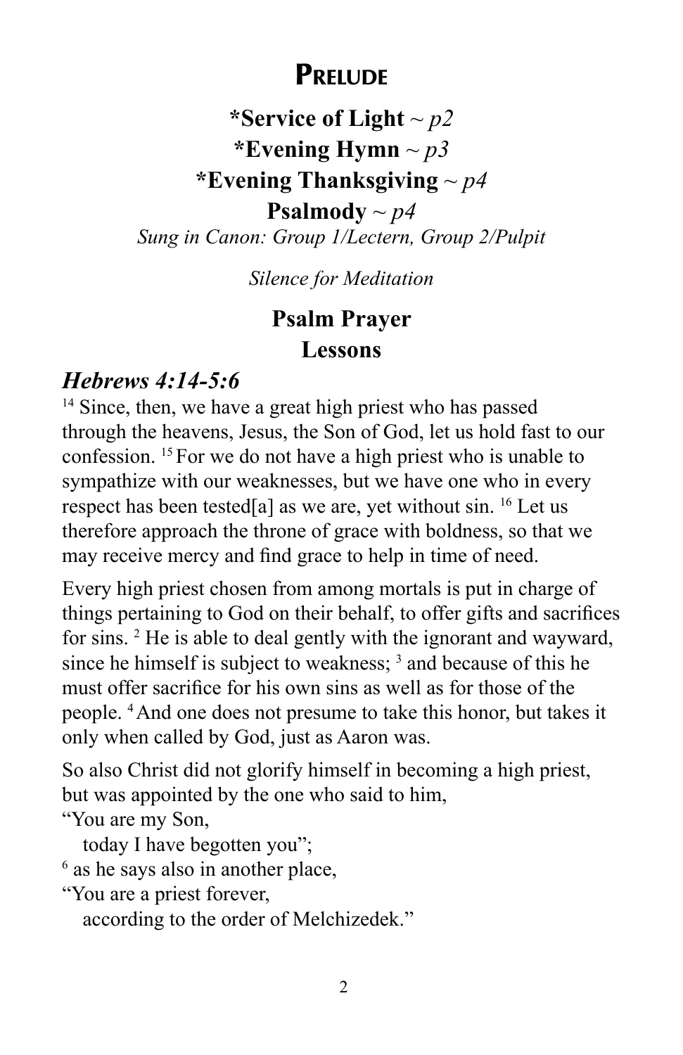# Prelude

**\*Service of Light** ~ *p2*

**\*Evening Hymn** ~ *p3*

**\*Evening Thanksgiving** ~ *p4*

**Psalmody** ~ *p4*

*Sung in Canon: Group 1/Lectern, Group 2/Pulpit*

*Silence for Meditation*

## Psalm Prayer

## Lessons

### *Hebrews 4:14-5:6*

[14] Since, then, we have a great high priest who has passed through the heavens, Jesus, the Son of God, let us hold fast to our confession. [15] For we do not have a high priest who is unable to sympathize with our weaknesses, but we have one who in every respect has been tested[a] as we are, yet without sin. [16] Let us therefore approach the throne of grace with boldness, so that we may receive mercy and find grace to help in time of need.

Every high priest chosen from among mortals is put in charge of things pertaining to God on their behalf, to offer gifts and sacrifices for sins. [2] He is able to deal gently with the ignorant and wayward, since he himself is subject to weakness; [3] and because of this he must offer sacrifice for his own sins as well as for those of the people. [4] And one does not presume to take this honor, but takes it only when called by God, just as Aaron was.

So also Christ did not glorify himself in becoming a high priest, but was appointed by the one who said to him,
"You are my Son,
  today I have begotten you";
[6] as he says also in another place,
"You are a priest forever,
  according to the order of Melchizedek."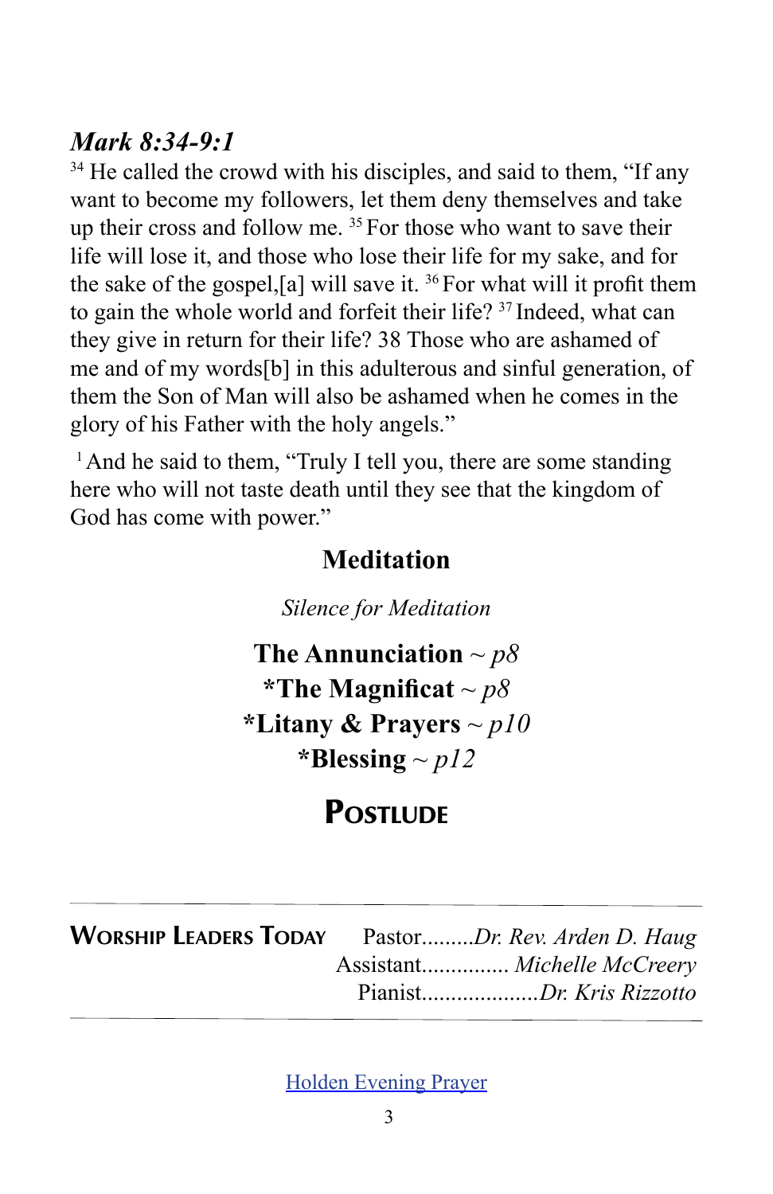### *Mark 8:34-9:1*

[34] He called the crowd with his disciples, and said to them, “If any want to become my followers, let them deny themselves and take up their cross and follow me. [35] For those who want to save their life will lose it, and those who lose their life for my sake, and for the sake of the gospel,[a] will save it. [36] For what will it profit them to gain the whole world and forfeit their life? [37] Indeed, what can they give in return for their life? 38 Those who are ashamed of me and of my words[b] in this adulterous and sinful generation, of them the Son of Man will also be ashamed when he comes in the glory of his Father with the holy angels.”

[1] And he said to them, “Truly I tell you, there are some standing here who will not taste death until they see that the kingdom of God has come with power.”

## Meditation

*Silence for Meditation*

**The Annunciation** ~ *p8*

***The Magnificat** ~ *p8*

***Litany & Prayers** ~ *p10*

***Blessing** ~ *p12*

## Postlude

---

**Worship Leaders Today**
Pastor.........*Dr. Rev. Arden D. Haug*
Assistant............... *Michelle McCreery*
Pianist....................*Dr. Kris Rizzotto*

---

Holden Evening Prayer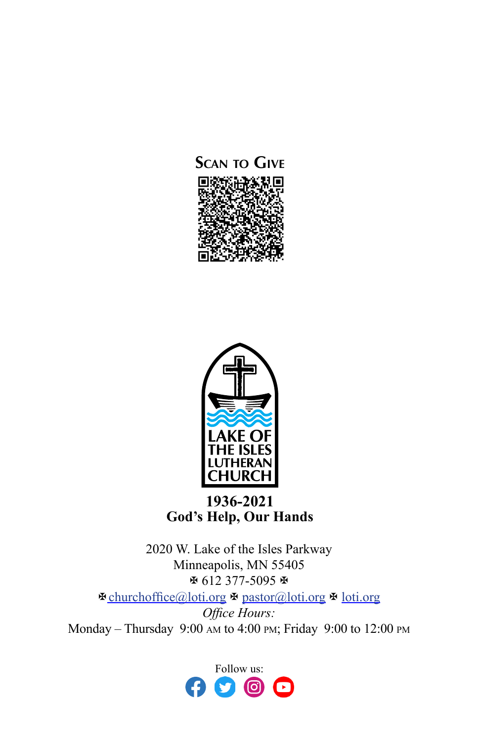**Scan to Give**

LAKE OF THE ISLES LUTHERAN CHURCH

**1936-2021**
**God's Help, Our Hands**

2020 W. Lake of the Isles Parkway
Minneapolis, MN 55405
✠ 612 377-5095 ✠
✠ churchoffice@loti.org ✠ pastor@loti.org ✠ loti.org
*Office Hours:*
Monday – Thursday 9:00 AM to 4:00 PM; Friday 9:00 to 12:00 PM

Follow us: